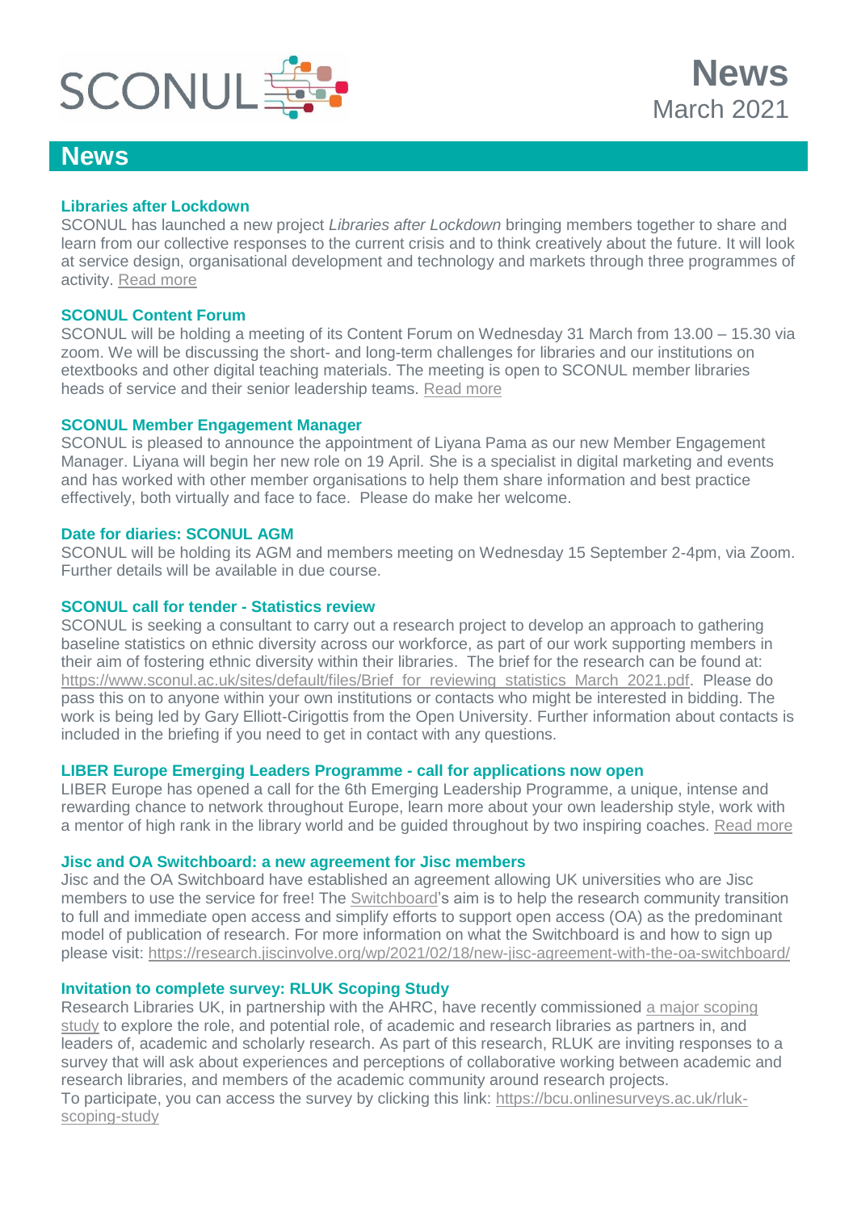SCONUL

# News
March 2021

## News

### Libraries after Lockdown

SCONUL has launched a new project *Libraries after Lockdown* bringing members together to share and learn from our collective responses to the current crisis and to think creatively about the future. It will look at service design, organisational development and technology and markets through three programmes of activity. Read more

### SCONUL Content Forum

SCONUL will be holding a meeting of its Content Forum on Wednesday 31 March from 13.00 – 15.30 via zoom. We will be discussing the short- and long-term challenges for libraries and our institutions on etextbooks and other digital teaching materials. The meeting is open to SCONUL member libraries heads of service and their senior leadership teams. Read more

### SCONUL Member Engagement Manager

SCONUL is pleased to announce the appointment of Liyana Pama as our new Member Engagement Manager. Liyana will begin her new role on 19 April. She is a specialist in digital marketing and events and has worked with other member organisations to help them share information and best practice effectively, both virtually and face to face. Please do make her welcome.

### Date for diaries: SCONUL AGM

SCONUL will be holding its AGM and members meeting on Wednesday 15 September 2-4pm, via Zoom. Further details will be available in due course.

### SCONUL call for tender - Statistics review

SCONUL is seeking a consultant to carry out a research project to develop an approach to gathering baseline statistics on ethnic diversity across our workforce, as part of our work supporting members in their aim of fostering ethnic diversity within their libraries. The brief for the research can be found at: https://www.sconul.ac.uk/sites/default/files/Brief_for_reviewing_statistics_March_2021.pdf. Please do pass this on to anyone within your own institutions or contacts who might be interested in bidding. The work is being led by Gary Elliott-Cirigottis from the Open University. Further information about contacts is included in the briefing if you need to get in contact with any questions.

### LIBER Europe Emerging Leaders Programme - call for applications now open

LIBER Europe has opened a call for the 6th Emerging Leadership Programme, a unique, intense and rewarding chance to network throughout Europe, learn more about your own leadership style, work with a mentor of high rank in the library world and be guided throughout by two inspiring coaches. Read more

### Jisc and OA Switchboard: a new agreement for Jisc members

Jisc and the OA Switchboard have established an agreement allowing UK universities who are Jisc members to use the service for free! The Switchboard's aim is to help the research community transition to full and immediate open access and simplify efforts to support open access (OA) as the predominant model of publication of research. For more information on what the Switchboard is and how to sign up please visit: https://research.jiscinvolve.org/wp/2021/02/18/new-jisc-agreement-with-the-oa-switchboard/

### Invitation to complete survey: RLUK Scoping Study

Research Libraries UK, in partnership with the AHRC, have recently commissioned a major scoping study to explore the role, and potential role, of academic and research libraries as partners in, and leaders of, academic and scholarly research. As part of this research, RLUK are inviting responses to a survey that will ask about experiences and perceptions of collaborative working between academic and research libraries, and members of the academic community around research projects.
To participate, you can access the survey by clicking this link: https://bcu.onlinesurveys.ac.uk/rluk-scoping-study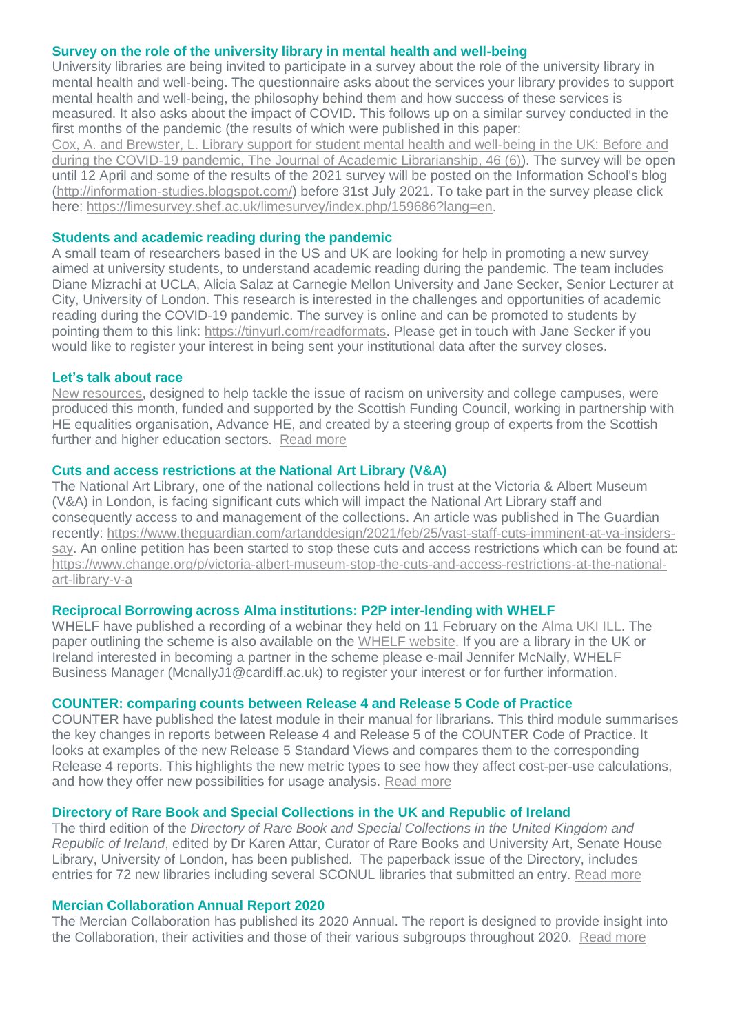### Survey on the role of the university library in mental health and well-being

University libraries are being invited to participate in a survey about the role of the university library in mental health and well-being. The questionnaire asks about the services your library provides to support mental health and well-being, the philosophy behind them and how success of these services is measured. It also asks about the impact of COVID. This follows up on a similar survey conducted in the first months of the pandemic (the results of which were published in this paper: Cox, A. and Brewster, L. Library support for student mental health and well-being in the UK: Before and during the COVID-19 pandemic, The Journal of Academic Librarianship, 46 (6)). The survey will be open until 12 April and some of the results of the 2021 survey will be posted on the Information School's blog (http://information-studies.blogspot.com/) before 31st July 2021. To take part in the survey please click here: https://limesurvey.shef.ac.uk/limesurvey/index.php/159686?lang=en.

### Students and academic reading during the pandemic

A small team of researchers based in the US and UK are looking for help in promoting a new survey aimed at university students, to understand academic reading during the pandemic. The team includes Diane Mizrachi at UCLA, Alicia Salaz at Carnegie Mellon University and Jane Secker, Senior Lecturer at City, University of London. This research is interested in the challenges and opportunities of academic reading during the COVID-19 pandemic. The survey is online and can be promoted to students by pointing them to this link: https://tinyurl.com/readformats. Please get in touch with Jane Secker if you would like to register your interest in being sent your institutional data after the survey closes.

### Let's talk about race

New resources, designed to help tackle the issue of racism on university and college campuses, were produced this month, funded and supported by the Scottish Funding Council, working in partnership with HE equalities organisation, Advance HE, and created by a steering group of experts from the Scottish further and higher education sectors. Read more

### Cuts and access restrictions at the National Art Library (V&A)

The National Art Library, one of the national collections held in trust at the Victoria & Albert Museum (V&A) in London, is facing significant cuts which will impact the National Art Library staff and consequently access to and management of the collections. An article was published in The Guardian recently: https://www.theguardian.com/artanddesign/2021/feb/25/vast-staff-cuts-imminent-at-va-insiders-say. An online petition has been started to stop these cuts and access restrictions which can be found at: https://www.change.org/p/victoria-albert-museum-stop-the-cuts-and-access-restrictions-at-the-national-art-library-v-a

### Reciprocal Borrowing across Alma institutions: P2P inter-lending with WHELF

WHELF have published a recording of a webinar they held on 11 February on the Alma UKI ILL. The paper outlining the scheme is also available on the WHELF website. If you are a library in the UK or Ireland interested in becoming a partner in the scheme please e-mail Jennifer McNally, WHELF Business Manager (McnallyJ1@cardiff.ac.uk) to register your interest or for further information.

### COUNTER: comparing counts between Release 4 and Release 5 Code of Practice

COUNTER have published the latest module in their manual for librarians. This third module summarises the key changes in reports between Release 4 and Release 5 of the COUNTER Code of Practice. It looks at examples of the new Release 5 Standard Views and compares them to the corresponding Release 4 reports. This highlights the new metric types to see how they affect cost-per-use calculations, and how they offer new possibilities for usage analysis. Read more

### Directory of Rare Book and Special Collections in the UK and Republic of Ireland

The third edition of the *Directory of Rare Book and Special Collections in the United Kingdom and Republic of Ireland*, edited by Dr Karen Attar, Curator of Rare Books and University Art, Senate House Library, University of London, has been published. The paperback issue of the Directory, includes entries for 72 new libraries including several SCONUL libraries that submitted an entry. Read more

### Mercian Collaboration Annual Report 2020

The Mercian Collaboration has published its 2020 Annual. The report is designed to provide insight into the Collaboration, their activities and those of their various subgroups throughout 2020. Read more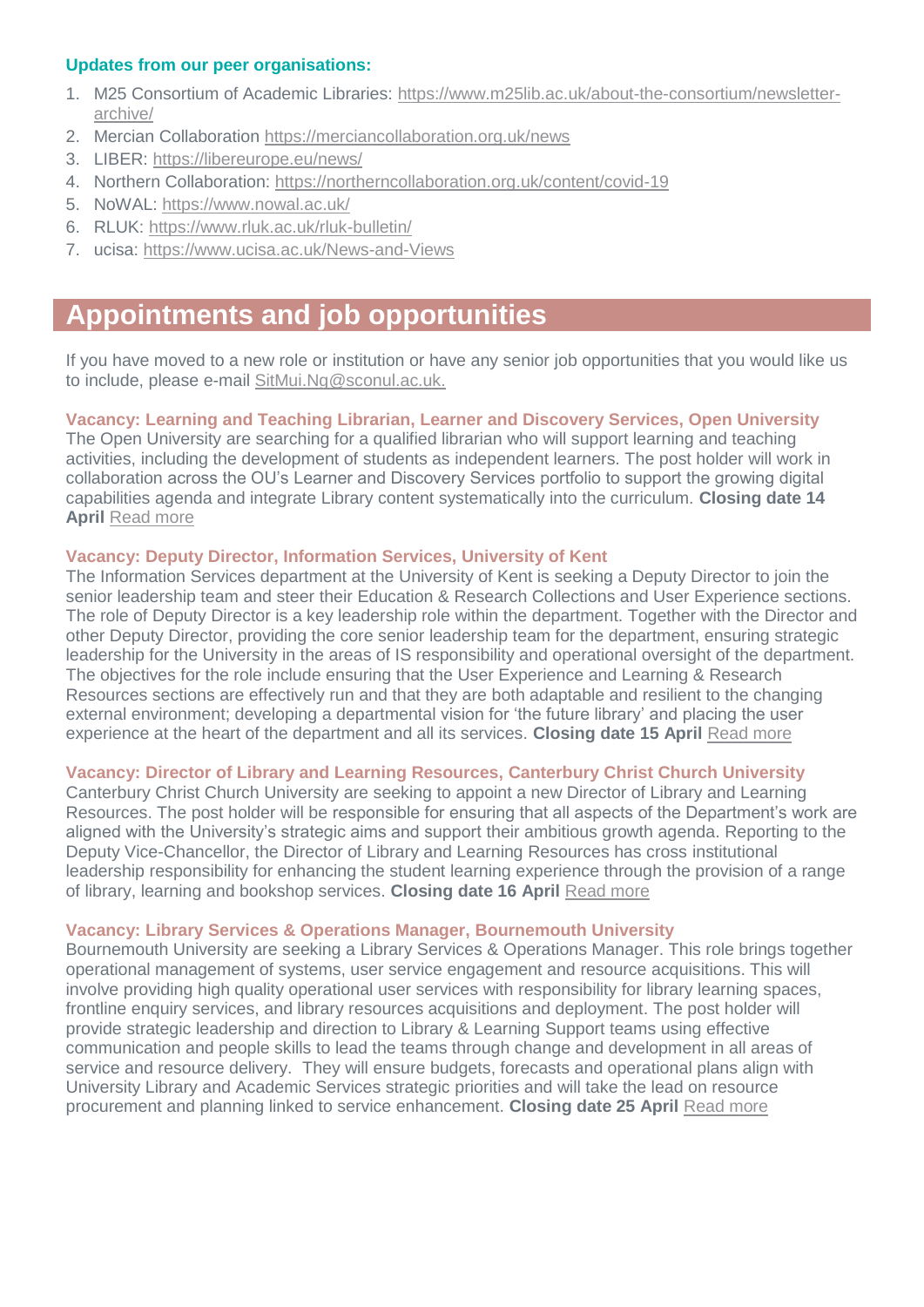**Updates from our peer organisations:**

1. M25 Consortium of Academic Libraries: https://www.m25lib.ac.uk/about-the-consortium/newsletter-archive/
2. Mercian Collaboration https://merciancollaboration.org.uk/news
3. LIBER: https://libereurope.eu/news/
4. Northern Collaboration: https://northerncollaboration.org.uk/content/covid-19
5. NoWAL: https://www.nowal.ac.uk/
6. RLUK: https://www.rluk.ac.uk/rluk-bulletin/
7. ucisa: https://www.ucisa.ac.uk/News-and-Views

## Appointments and job opportunities

If you have moved to a new role or institution or have any senior job opportunities that you would like us to include, please e-mail SitMui.Ng@sconul.ac.uk.

**Vacancy: Learning and Teaching Librarian, Learner and Discovery Services, Open University**
The Open University are searching for a qualified librarian who will support learning and teaching activities, including the development of students as independent learners. The post holder will work in collaboration across the OU's Learner and Discovery Services portfolio to support the growing digital capabilities agenda and integrate Library content systematically into the curriculum. **Closing date 14 April** Read more

**Vacancy: Deputy Director, Information Services, University of Kent**
The Information Services department at the University of Kent is seeking a Deputy Director to join the senior leadership team and steer their Education & Research Collections and User Experience sections. The role of Deputy Director is a key leadership role within the department. Together with the Director and other Deputy Director, providing the core senior leadership team for the department, ensuring strategic leadership for the University in the areas of IS responsibility and operational oversight of the department. The objectives for the role include ensuring that the User Experience and Learning & Research Resources sections are effectively run and that they are both adaptable and resilient to the changing external environment; developing a departmental vision for 'the future library' and placing the user experience at the heart of the department and all its services. **Closing date 15 April** Read more

**Vacancy: Director of Library and Learning Resources, Canterbury Christ Church University**
Canterbury Christ Church University are seeking to appoint a new Director of Library and Learning Resources. The post holder will be responsible for ensuring that all aspects of the Department's work are aligned with the University's strategic aims and support their ambitious growth agenda. Reporting to the Deputy Vice-Chancellor, the Director of Library and Learning Resources has cross institutional leadership responsibility for enhancing the student learning experience through the provision of a range of library, learning and bookshop services. **Closing date 16 April** Read more

**Vacancy: Library Services & Operations Manager, Bournemouth University**
Bournemouth University are seeking a Library Services & Operations Manager. This role brings together operational management of systems, user service engagement and resource acquisitions. This will involve providing high quality operational user services with responsibility for library learning spaces, frontline enquiry services, and library resources acquisitions and deployment. The post holder will provide strategic leadership and direction to Library & Learning Support teams using effective communication and people skills to lead the teams through change and development in all areas of service and resource delivery. They will ensure budgets, forecasts and operational plans align with University Library and Academic Services strategic priorities and will take the lead on resource procurement and planning linked to service enhancement. **Closing date 25 April** Read more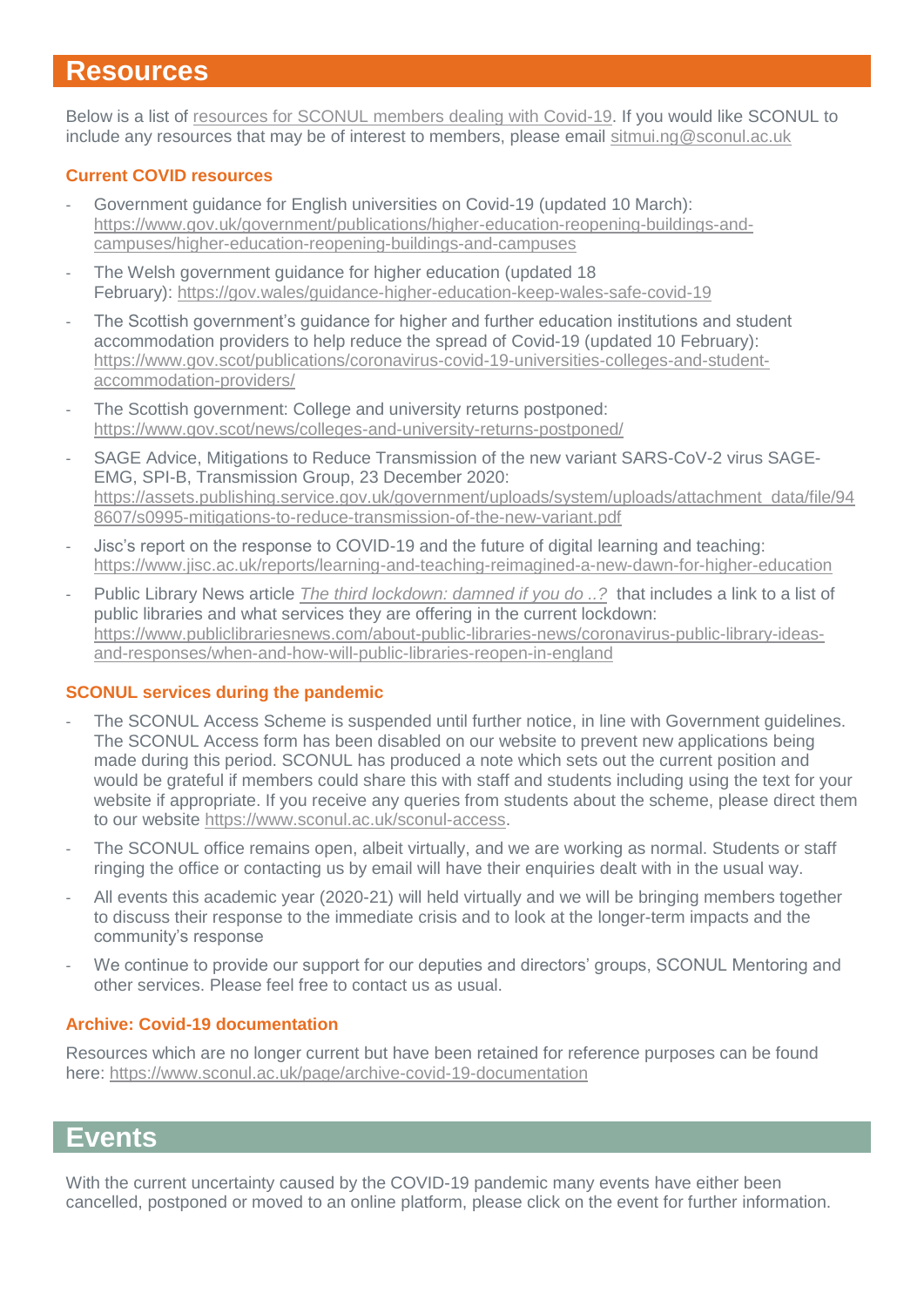# Resources

Below is a list of resources for SCONUL members dealing with Covid-19. If you would like SCONUL to include any resources that may be of interest to members, please email sitmui.ng@sconul.ac.uk

### Current COVID resources

- Government guidance for English universities on Covid-19 (updated 10 March): https://www.gov.uk/government/publications/higher-education-reopening-buildings-and-campuses/higher-education-reopening-buildings-and-campuses
- The Welsh government guidance for higher education (updated 18 February): https://gov.wales/guidance-higher-education-keep-wales-safe-covid-19
- The Scottish government's guidance for higher and further education institutions and student accommodation providers to help reduce the spread of Covid-19 (updated 10 February): https://www.gov.scot/publications/coronavirus-covid-19-universities-colleges-and-student-accommodation-providers/
- The Scottish government: College and university returns postponed: https://www.gov.scot/news/colleges-and-university-returns-postponed/
- SAGE Advice, Mitigations to Reduce Transmission of the new variant SARS-CoV-2 virus SAGE-EMG, SPI-B, Transmission Group, 23 December 2020: https://assets.publishing.service.gov.uk/government/uploads/system/uploads/attachment_data/file/948607/s0995-mitigations-to-reduce-transmission-of-the-new-variant.pdf
- Jisc's report on the response to COVID-19 and the future of digital learning and teaching: https://www.jisc.ac.uk/reports/learning-and-teaching-reimagined-a-new-dawn-for-higher-education
- Public Library News article *The third lockdown: damned if you do ..?* that includes a link to a list of public libraries and what services they are offering in the current lockdown: https://www.publiclibrariesnews.com/about-public-libraries-news/coronavirus-public-library-ideas-and-responses/when-and-how-will-public-libraries-reopen-in-england

### SCONUL services during the pandemic

- The SCONUL Access Scheme is suspended until further notice, in line with Government guidelines. The SCONUL Access form has been disabled on our website to prevent new applications being made during this period. SCONUL has produced a note which sets out the current position and would be grateful if members could share this with staff and students including using the text for your website if appropriate. If you receive any queries from students about the scheme, please direct them to our website https://www.sconul.ac.uk/sconul-access.
- The SCONUL office remains open, albeit virtually, and we are working as normal. Students or staff ringing the office or contacting us by email will have their enquiries dealt with in the usual way.
- All events this academic year (2020-21) will held virtually and we will be bringing members together to discuss their response to the immediate crisis and to look at the longer-term impacts and the community's response
- We continue to provide our support for our deputies and directors' groups, SCONUL Mentoring and other services. Please feel free to contact us as usual.

### Archive: Covid-19 documentation

Resources which are no longer current but have been retained for reference purposes can be found here: https://www.sconul.ac.uk/page/archive-covid-19-documentation

# Events

With the current uncertainty caused by the COVID-19 pandemic many events have either been cancelled, postponed or moved to an online platform, please click on the event for further information.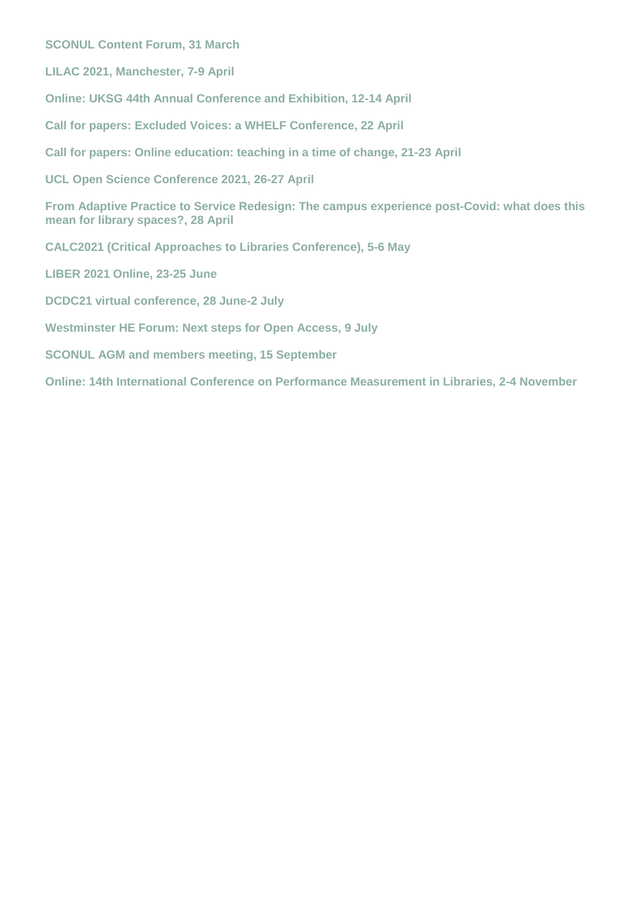**SCONUL Content Forum, 31 March**

**LILAC 2021, Manchester, 7-9 April**

**Online: UKSG 44th Annual Conference and Exhibition, 12-14 April**

**Call for papers: Excluded Voices: a WHELF Conference, 22 April**

**Call for papers: Online education: teaching in a time of change, 21-23 April**

**UCL Open Science Conference 2021, 26-27 April**

**From Adaptive Practice to Service Redesign: The campus experience post-Covid: what does this mean for library spaces?, 28 April**

**CALC2021 (Critical Approaches to Libraries Conference), 5-6 May**

**LIBER 2021 Online, 23-25 June**

**DCDC21 virtual conference, 28 June-2 July**

**Westminster HE Forum: Next steps for Open Access, 9 July**

**SCONUL AGM and members meeting, 15 September**

**Online: 14th International Conference on Performance Measurement in Libraries, 2-4 November**